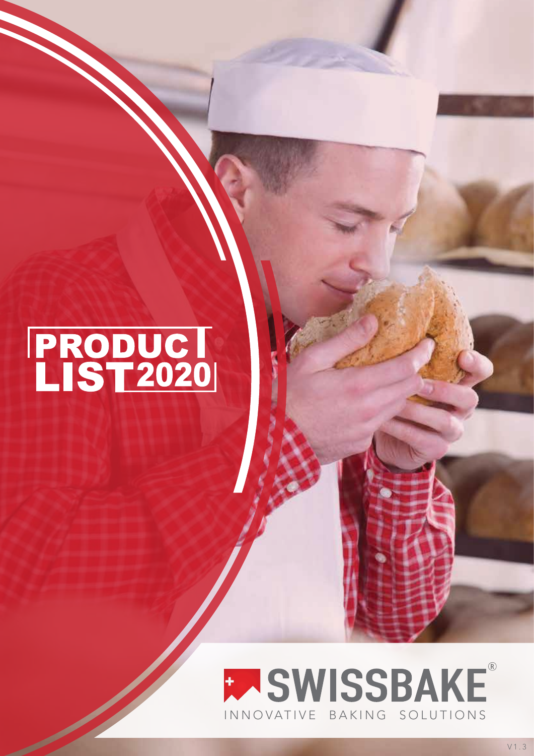# PRODUCT LIST 2020

SWISSBAKE®

INNOVATIVE BAKING SOLUTIONS

V1.3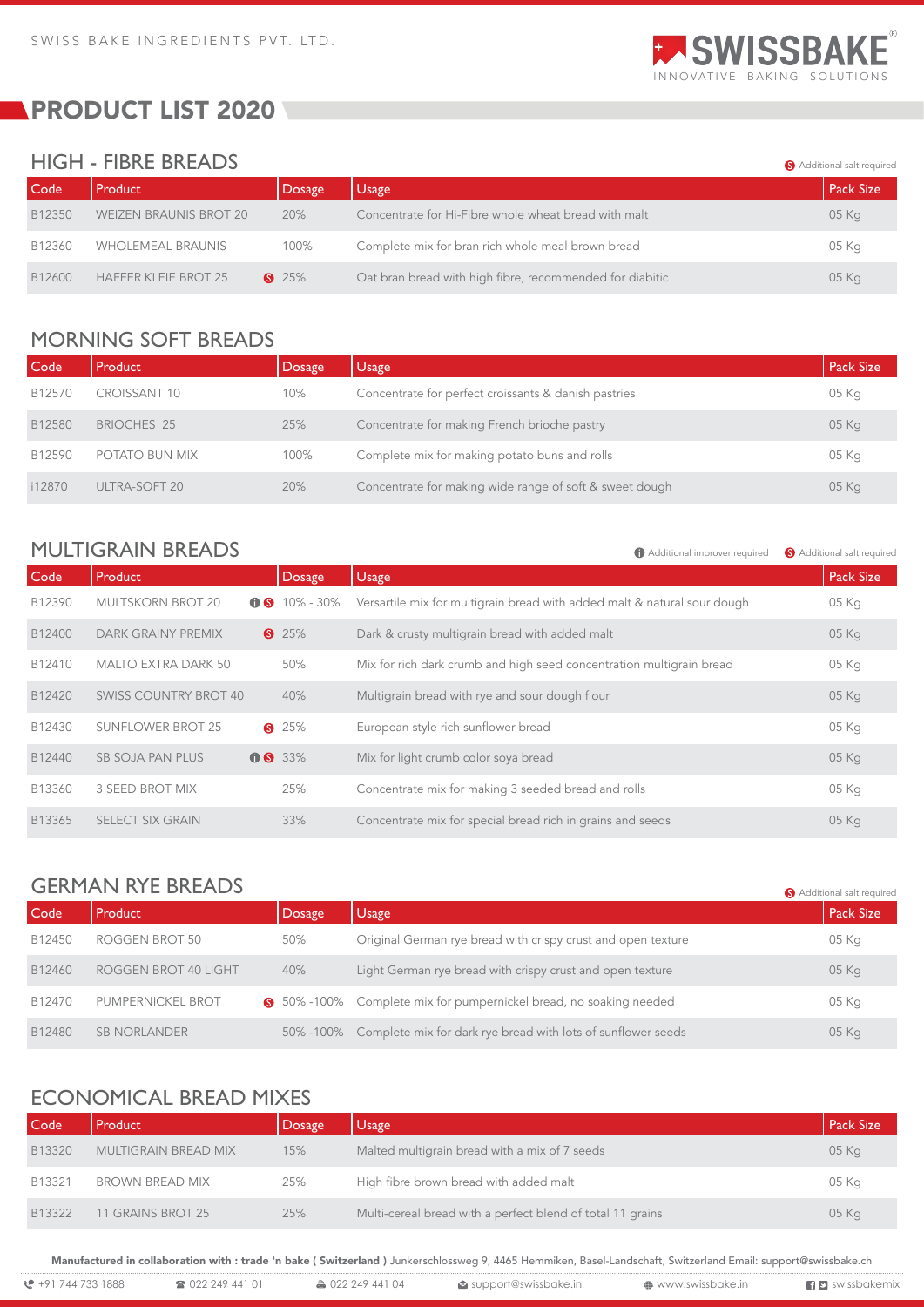SWISS BAKE INGREDIENTS PVT. LTD.

SWISSBAKE® INNOVATIVE BAKING SOLUTIONS

# PRODUCT LIST 2020

## HIGH - FIBRE BREADS

S Additional salt required

| Code | Product | Dosage | Usage | Pack Size |
|---|---|---|---|---|
| B12350 | WEIZEN BRAUNIS BROT 20 | 20% | Concentrate for Hi-Fibre whole wheat bread with malt | 05 Kg |
| B12360 | WHOLEMEAL BRAUNIS | 100% | Complete mix for bran rich whole meal brown bread | 05 Kg |
| B12600 | HAFFER KLEIE BROT 25 | S 25% | Oat bran bread with high fibre, recommended for diabitic | 05 Kg |

## MORNING SOFT BREADS

| Code | Product | Dosage | Usage | Pack Size |
|---|---|---|---|---|
| B12570 | CROISSANT 10 | 10% | Concentrate for perfect croissants & danish pastries | 05 Kg |
| B12580 | BRIOCHES 25 | 25% | Concentrate for making French brioche pastry | 05 Kg |
| B12590 | POTATO BUN MIX | 100% | Complete mix for making potato buns and rolls | 05 Kg |
| i12870 | ULTRA-SOFT 20 | 20% | Concentrate for making wide range of soft & sweet dough | 05 Kg |

## MULTIGRAIN BREADS

i Additional improver required S Additional salt required

| Code | Product | Dosage | Usage | Pack Size |
|---|---|---|---|---|
| B12390 | MULTSKORN BROT 20 | i S 10% - 30% | Versartile mix for multigrain bread with added malt & natural sour dough | 05 Kg |
| B12400 | DARK GRAINY PREMIX | S 25% | Dark & crusty multigrain bread with added malt | 05 Kg |
| B12410 | MALTO EXTRA DARK 50 | 50% | Mix for rich dark crumb and high seed concentration multigrain bread | 05 Kg |
| B12420 | SWISS COUNTRY BROT 40 | 40% | Multigrain bread with rye and sour dough flour | 05 Kg |
| B12430 | SUNFLOWER BROT 25 | S 25% | European style rich sunflower bread | 05 Kg |
| B12440 | SB SOJA PAN PLUS | i S 33% | Mix for light crumb color soya bread | 05 Kg |
| B13360 | 3 SEED BROT MIX | 25% | Concentrate mix for making 3 seeded bread and rolls | 05 Kg |
| B13365 | SELECT SIX GRAIN | 33% | Concentrate mix for special bread rich in grains and seeds | 05 Kg |

## GERMAN RYE BREADS

S Additional salt required

| Code | Product | Dosage | Usage | Pack Size |
|---|---|---|---|---|
| B12450 | ROGGEN BROT 50 | 50% | Original German rye bread with crispy crust and open texture | 05 Kg |
| B12460 | ROGGEN BROT 40 LIGHT | 40% | Light German rye bread with crispy crust and open texture | 05 Kg |
| B12470 | PUMPERNICKEL BROT | S 50% -100% | Complete mix for pumpernickel bread, no soaking needed | 05 Kg |
| B12480 | SB NORLÄNDER | 50% -100% | Complete mix for dark rye bread with lots of sunflower seeds | 05 Kg |

## ECONOMICAL BREAD MIXES

| Code | Product | Dosage | Usage | Pack Size |
|---|---|---|---|---|
| B13320 | MULTIGRAIN BREAD MIX | 15% | Malted multigrain bread with a mix of 7 seeds | 05 Kg |
| B13321 | BROWN BREAD MIX | 25% | High fibre brown bread with added malt | 05 Kg |
| B13322 | 11 GRAINS BROT 25 | 25% | Multi-cereal bread with a perfect blend of total 11 grains | 05 Kg |

**Manufactured in collaboration with : trade 'n bake ( Switzerland )** Junkerschlossweg 9, 4465 Hemmiken, Basel-Landschaft, Switzerland Email: support@swissbake.ch

+91 744 733 1888 | 022 249 441 01 | 022 249 441 04 | support@swissbake.in | www.swissbake.in | swissbakemix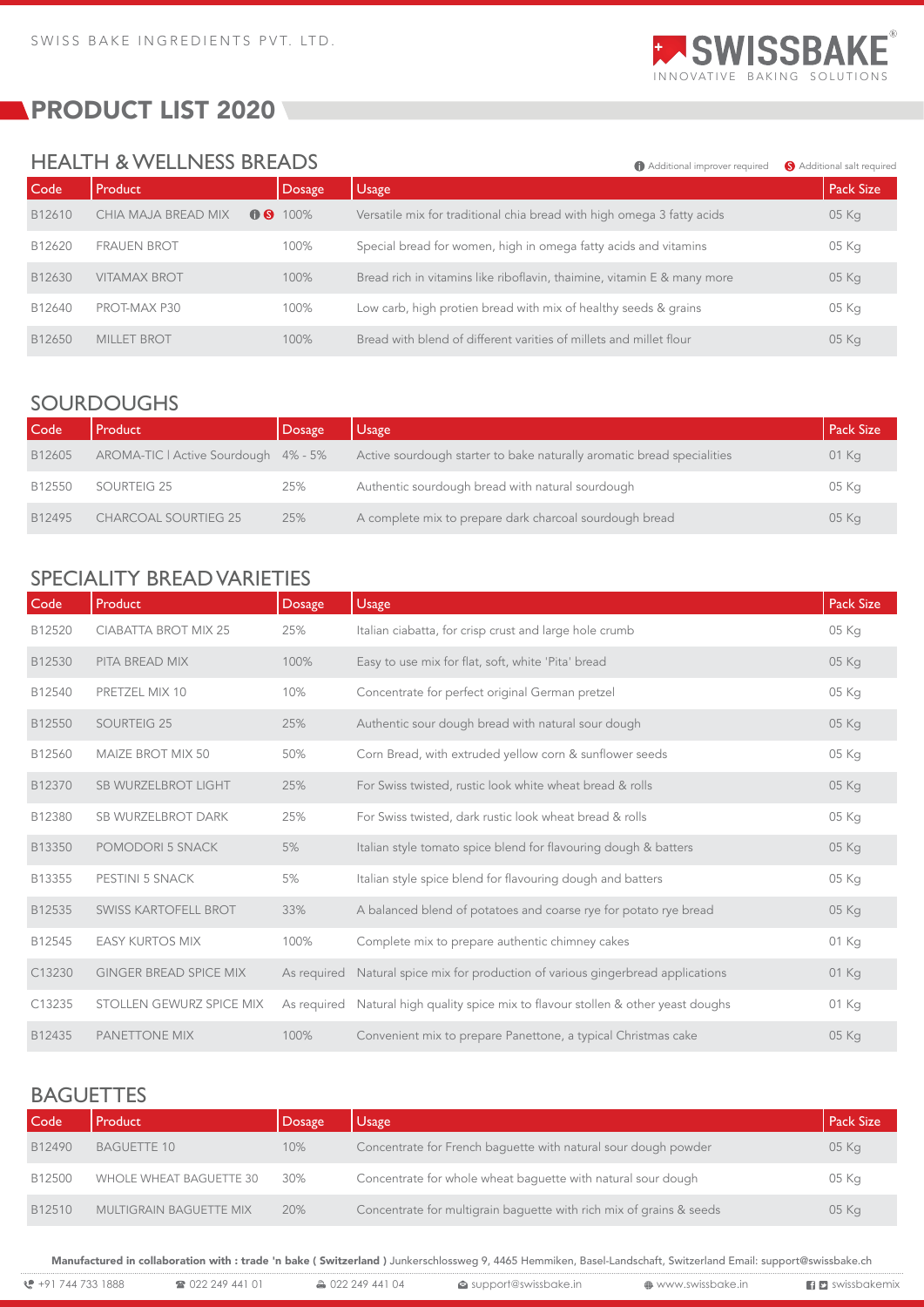SWISS BAKE INGREDIENTS PVT. LTD.

SWISSBAKE® INNOVATIVE BAKING SOLUTIONS

# PRODUCT LIST 2020

## HEALTH & WELLNESS BREADS

ⓘ Additional improver required  Ⓢ Additional salt required

| Code | Product | Dosage | Usage | Pack Size |
|---|---|---|---|---|
| B12610 | CHIA MAJA BREAD MIX ⓘ Ⓢ | 100% | Versatile mix for traditional chia bread with high omega 3 fatty acids | 05 Kg |
| B12620 | FRAUEN BROT | 100% | Special bread for women, high in omega fatty acids and vitamins | 05 Kg |
| B12630 | VITAMAX BROT | 100% | Bread rich in vitamins like riboflavin, thaimine, vitamin E & many more | 05 Kg |
| B12640 | PROT-MAX P30 | 100% | Low carb, high protien bread with mix of healthy seeds & grains | 05 Kg |
| B12650 | MILLET BROT | 100% | Bread with blend of different varities of millets and millet flour | 05 Kg |

## SOURDOUGHS

| Code | Product | Dosage | Usage | Pack Size |
|---|---|---|---|---|
| B12605 | AROMA-TIC I Active Sourdough | 4% - 5% | Active sourdough starter to bake naturally aromatic bread specialities | 01 Kg |
| B12550 | SOURTEIG 25 | 25% | Authentic sourdough bread with natural sourdough | 05 Kg |
| B12495 | CHARCOAL SOURTIEG 25 | 25% | A complete mix to prepare dark charcoal sourdough bread | 05 Kg |

## SPECIALITY BREAD VARIETIES

| Code | Product | Dosage | Usage | Pack Size |
|---|---|---|---|---|
| B12520 | CIABATTA BROT MIX 25 | 25% | Italian ciabatta, for crisp crust and large hole crumb | 05 Kg |
| B12530 | PITA BREAD MIX | 100% | Easy to use mix for flat, soft, white 'Pita' bread | 05 Kg |
| B12540 | PRETZEL MIX 10 | 10% | Concentrate for perfect original German pretzel | 05 Kg |
| B12550 | SOURTEIG 25 | 25% | Authentic sour dough bread with natural sour dough | 05 Kg |
| B12560 | MAIZE BROT MIX 50 | 50% | Corn Bread, with extruded yellow corn & sunflower seeds | 05 Kg |
| B12370 | SB WURZELBROT LIGHT | 25% | For Swiss twisted, rustic look white wheat bread & rolls | 05 Kg |
| B12380 | SB WURZELBROT DARK | 25% | For Swiss twisted, dark rustic look wheat bread & rolls | 05 Kg |
| B13350 | POMODORI 5 SNACK | 5% | Italian style tomato spice blend for flavouring dough & batters | 05 Kg |
| B13355 | PESTINI 5 SNACK | 5% | Italian style spice blend for flavouring dough and batters | 05 Kg |
| B12535 | SWISS KARTOFELL BROT | 33% | A balanced blend of potatoes and coarse rye for potato rye bread | 05 Kg |
| B12545 | EASY KURTOS MIX | 100% | Complete mix to prepare authentic chimney cakes | 01 Kg |
| C13230 | GINGER BREAD SPICE MIX | As required | Natural spice mix for production of various gingerbread applications | 01 Kg |
| C13235 | STOLLEN GEWURZ SPICE MIX | As required | Natural high quality spice mix to flavour stollen & other yeast doughs | 01 Kg |
| B12435 | PANETTONE MIX | 100% | Convenient mix to prepare Panettone, a typical Christmas cake | 05 Kg |

## BAGUETTES

| Code | Product | Dosage | Usage | Pack Size |
|---|---|---|---|---|
| B12490 | BAGUETTE 10 | 10% | Concentrate for French baguette with natural sour dough powder | 05 Kg |
| B12500 | WHOLE WHEAT BAGUETTE 30 | 30% | Concentrate for whole wheat baguette with natural sour dough | 05 Kg |
| B12510 | MULTIGRAIN BAGUETTE MIX | 20% | Concentrate for multigrain baguette with rich mix of grains & seeds | 05 Kg |

**Manufactured in collaboration with : trade 'n bake ( Switzerland )** Junkerschlossweg 9, 4465 Hemmiken, Basel-Landschaft, Switzerland Email: support@swissbake.ch

+91 744 733 1888 | 022 249 441 01 | 022 249 441 04 | support@swissbake.in | www.swissbake.in | swissbakemix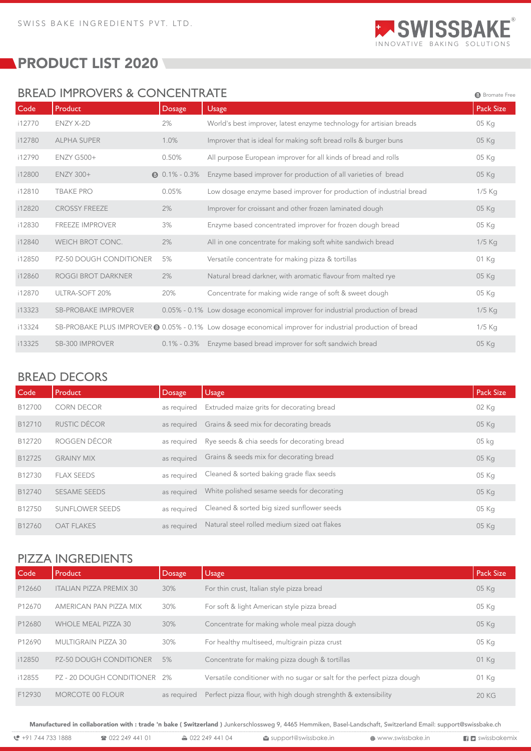SWISS BAKE INGREDIENTS PVT. LTD.

SWISSBAKE® INNOVATIVE BAKING SOLUTIONS

# PRODUCT LIST 2020

## BREAD IMPROVERS & CONCENTRATE

Ⓑ Bromate Free

| Code | Product | Dosage | Usage | Pack Size |
|---|---|---|---|---|
| i12770 | ENZY X-2D | 2% | World's best improver, latest enzyme technology for artisian breads | 05 Kg |
| i12780 | ALPHA SUPER | 1.0% | Improver that is ideal for making soft bread rolls & burger buns | 05 Kg |
| i12790 | ENZY G500+ | 0.50% | All purpose European improver for all kinds of bread and rolls | 05 Kg |
| i12800 | ENZY 300+ | Ⓑ 0.1% - 0.3% | Enzyme based improver for production of all varieties of bread | 05 Kg |
| i12810 | TBAKE PRO | 0.05% | Low dosage enzyme based improver for production of industrial bread | 1/5 Kg |
| i12820 | CROSSY FREEZE | 2% | Improver for croissant and other frozen laminated dough | 05 Kg |
| i12830 | FREEZE IMPROVER | 3% | Enzyme based concentrated improver for frozen dough bread | 05 Kg |
| i12840 | WEICH BROT CONC. | 2% | All in one concentrate for making soft white sandwich bread | 1/5 Kg |
| i12850 | PZ-50 DOUGH CONDITIONER | 5% | Versatile concentrate for making pizza & tortillas | 01 Kg |
| i12860 | ROGGI BROT DARKNER | 2% | Natural bread darkner, with aromatic flavour from malted rye | 05 Kg |
| i12870 | ULTRA-SOFT 20% | 20% | Concentrate for making wide range of soft & sweet dough | 05 Kg |
| i13323 | SB-PROBAKE IMPROVER | 0.05% - 0.1% | Low dosage economical improver for industrial production of bread | 1/5 Kg |
| i13324 | SB-PROBAKE PLUS IMPROVER Ⓑ | 0.05% - 0.1% | Low dosage economical improver for industrial production of bread | 1/5 Kg |
| i13325 | SB-300 IMPROVER | 0.1% - 0.3% | Enzyme based bread improver for soft sandwich bread | 05 Kg |

## BREAD DECORS

| Code | Product | Dosage | Usage | Pack Size |
|---|---|---|---|---|
| B12700 | CORN DECOR | as required | Extruded maize grits for decorating bread | 02 Kg |
| B12710 | RUSTIC DÉCOR | as required | Grains & seed mix for decorating breads | 05 Kg |
| B12720 | ROGGEN DÉCOR | as required | Rye seeds & chia seeds for decorating bread | 05 kg |
| B12725 | GRAINY MIX | as required | Grains & seeds mix for decorating bread | 05 Kg |
| B12730 | FLAX SEEDS | as required | Cleaned & sorted baking grade flax seeds | 05 Kg |
| B12740 | SESAME SEEDS | as required | White polished sesame seeds for decorating | 05 Kg |
| B12750 | SUNFLOWER SEEDS | as required | Cleaned & sorted big sized sunflower seeds | 05 Kg |
| B12760 | OAT FLAKES | as required | Natural steel rolled medium sized oat flakes | 05 Kg |

## PIZZA INGREDIENTS

| Code | Product | Dosage | Usage | Pack Size |
|---|---|---|---|---|
| P12660 | ITALIAN PIZZA PREMIX 30 | 30% | For thin crust, Italian style pizza bread | 05 Kg |
| P12670 | AMERICAN PAN PIZZA MIX | 30% | For soft & light American style pizza bread | 05 Kg |
| P12680 | WHOLE MEAL PIZZA 30 | 30% | Concentrate for making whole meal pizza dough | 05 Kg |
| P12690 | MULTIGRAIN PIZZA 30 | 30% | For healthy multiseed, multigrain pizza crust | 05 Kg |
| i12850 | PZ-50 DOUGH CONDITIONER | 5% | Concentrate for making pizza dough & tortillas | 01 Kg |
| i12855 | PZ - 20 DOUGH CONDITIONER | 2% | Versatile conditioner with no sugar or salt for the perfect pizza dough | 01 Kg |
| F12930 | MORCOTE 00 FLOUR | as required | Perfect pizza flour, with high dough strenghth & extensibility | 20 KG |

**Manufactured in collaboration with : trade 'n bake ( Switzerland )** Junkerschlossweg 9, 4465 Hemmiken, Basel-Landschaft, Switzerland Email: support@swissbake.ch

+91 744 733 1888 | 022 249 441 01 | 022 249 441 04 | support@swissbake.in | www.swissbake.in | swissbakemix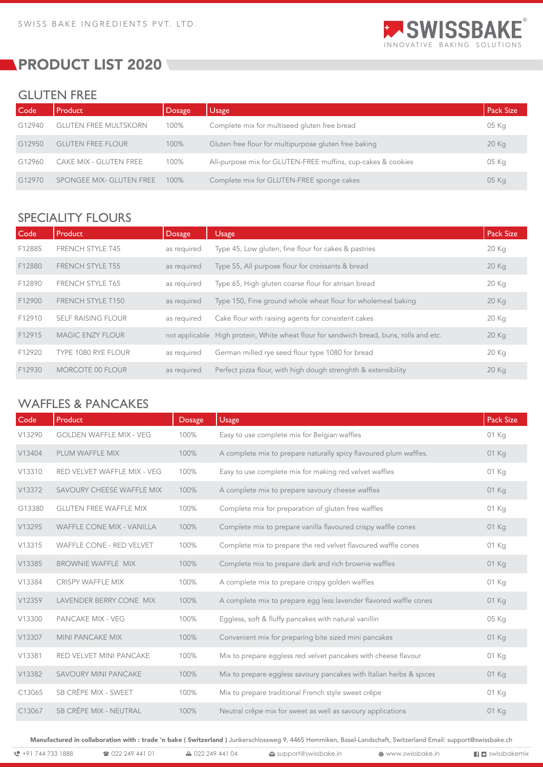SWISS BAKE INGREDIENTS PVT. LTD.

SWISSBAKE® INNOVATIVE BAKING SOLUTIONS

# PRODUCT LIST 2020

## GLUTEN FREE

| Code | Product | Dosage | Usage | Pack Size |
|---|---|---|---|---|
| G12940 | GLUTEN FREE MULTSKORN | 100% | Complete mix for multiseed gluten free bread | 05 Kg |
| G12950 | GLUTEN FREE FLOUR | 100% | Gluten free flour for multipurpose gluten free baking | 20 Kg |
| G12960 | CAKE MIX - GLUTEN FREE | 100% | All-purpose mix for GLUTEN-FREE muffins, cup-cakes & cookies | 05 Kg |
| G12970 | SPONGEE MIX- GLUTEN FREE | 100% | Complete mix for GLUTEN-FREE sponge cakes | 05 Kg |

## SPECIALITY FLOURS

| Code | Product | Dosage | Usage | Pack Size |
|---|---|---|---|---|
| F12885 | FRENCH STYLE T45 | as required | Type 45, Low gluten, fine flour for cakes & pastries | 20 Kg |
| F12880 | FRENCH STYLE T55 | as required | Type 55, All purpose flour for croissants & bread | 20 Kg |
| F12890 | FRENCH STYLE T65 | as required | Type 65, High gluten coarse flour for atrisan bread | 20 Kg |
| F12900 | FRENCH STYLE T150 | as required | Type 150, Fine ground whole wheat flour for wholemeal baking | 20 Kg |
| F12910 | SELF RAISING FLOUR | as required | Cake flour with raising agents for consistent cakes | 20 Kg |
| F12915 | MAGIC ENZY FLOUR | not applicable | High protein, White wheat flour for sandwich bread, buns, rolls and etc. | 20 Kg |
| F12920 | TYPE 1080 RYE FLOUR | as required | German milled rye seed flour type 1080 for bread | 20 Kg |
| F12930 | MORCOTE 00 FLOUR | as required | Perfect pizza flour, with high dough strenghth & extensibility | 20 Kg |

## WAFFLES & PANCAKES

| Code | Product | Dosage | Usage | Pack Size |
|---|---|---|---|---|
| V13290 | GOLDEN WAFFLE MIX - VEG | 100% | Easy to use complete mix for Belgian waffles | 01 Kg |
| V13404 | PLUM WAFFLE MIX | 100% | A complete mix to prepare naturally spicy flavoured plum waffles. | 01 Kg |
| V13310 | RED VELVET WAFFLE MIX - VEG | 100% | Easy to use complete mix for making red velvet waffles | 01 Kg |
| V13372 | SAVOURY CHEESE WAFFLE MIX | 100% | A complete mix to prepare savoury cheese waffles | 01 Kg |
| G13380 | GLUTEN FREE WAFFLE MIX | 100% | Complete mix for preparation of gluten free waffles | 01 Kg |
| V13295 | WAFFLE CONE MIX - VANILLA | 100% | Complete mix to prepare vanilla flavoured crispy waffle cones | 01 Kg |
| V13315 | WAFFLE CONE - RED VELVET | 100% | Complete mix to prepare the red velvet flavoured waffle cones | 01 Kg |
| V13385 | BROWNIE WAFFLE MIX | 100% | Complete mix to prepare dark and rich brownie waffles | 01 Kg |
| V13384 | CRISPY WAFFLE MIX | 100% | A complete mix to prepare crispy golden waffles | 01 Kg |
| V12359 | LAVENDER BERRY CONE MIX | 100% | A complete mix to prepare egg less lavender flavored waffle cones | 01 Kg |
| V13300 | PANCAKE MIX - VEG | 100% | Eggless, soft & fluffy pancakes with natural vanillin | 05 Kg |
| V13307 | MINI PANCAKE MIX | 100% | Convenient mix for preparing bite sized mini pancakes | 01 Kg |
| V13381 | RED VELVET MINI PANCAKE | 100% | Mix to prepare eggless red velvet pancakes with cheese flavour | 01 Kg |
| V13382 | SAVOURY MINI PANCAKE | 100% | Mix to prepare eggless savoury pancakes with Italian herbs & spices | 01 Kg |
| C13065 | SB CRÊPE MIX - SWEET | 100% | Mix to prepare traditional French style sweet crêpe | 01 Kg |
| C13067 | SB CRÊPE MIX - NEUTRAL | 100% | Neutral crêpe mix for sweet as well as savoury applications | 01 Kg |

**Manufactured in collaboration with : trade 'n bake ( Switzerland )** Junkerschlossweg 9, 4465 Hemmiken, Basel-Landschaft, Switzerland Email: support@swissbake.ch

+91 744 733 1888 | 022 249 441 01 | 022 249 441 04 | support@swissbake.in | www.swissbake.in | swissbakemix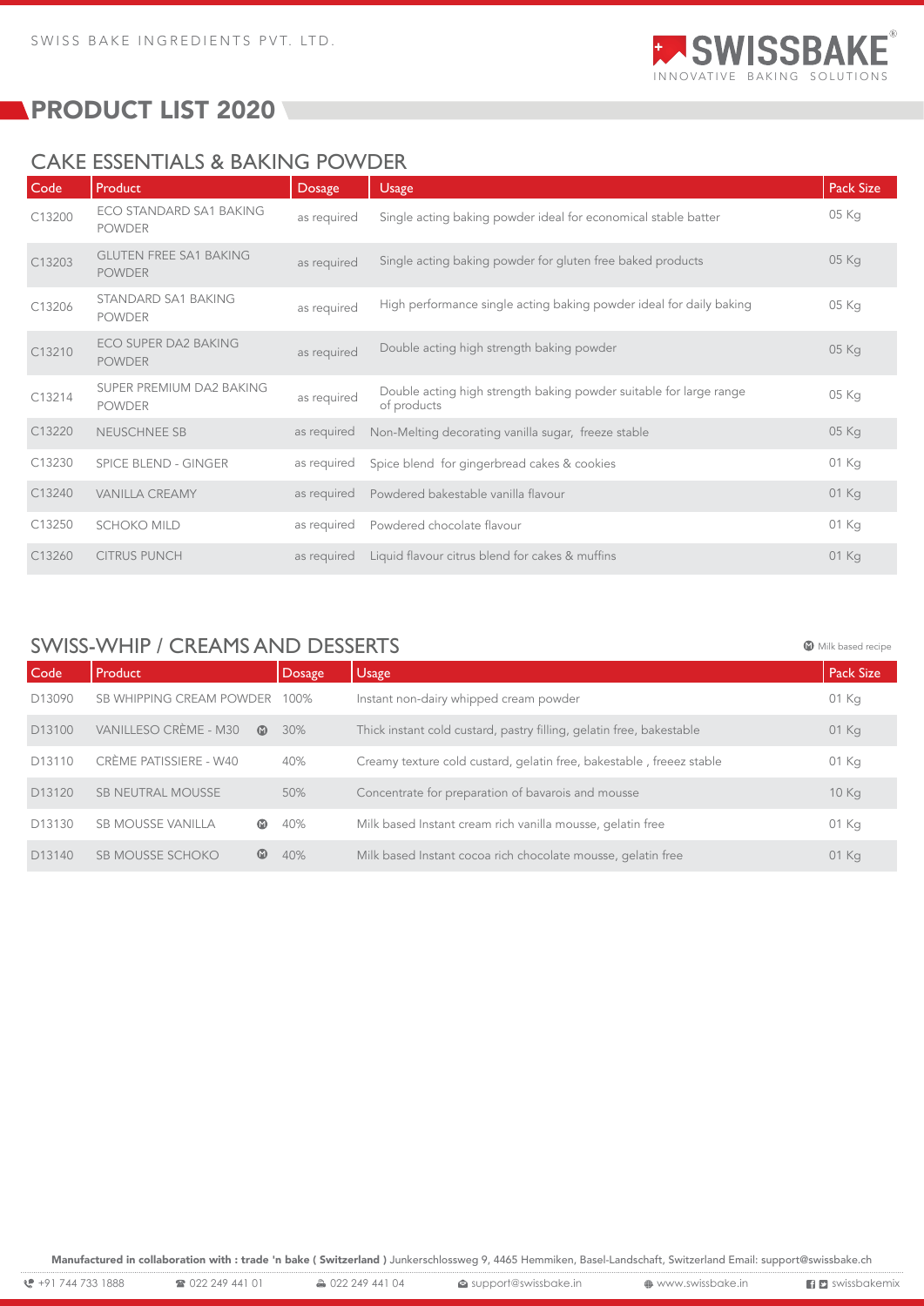SWISS BAKE INGREDIENTS PVT. LTD.

SWISSBAKE® INNOVATIVE BAKING SOLUTIONS

# PRODUCT LIST 2020

## CAKE ESSENTIALS & BAKING POWDER

| Code | Product | Dosage | Usage | Pack Size |
|---|---|---|---|---|
| C13200 | ECO STANDARD SA1 BAKING POWDER | as required | Single acting baking powder ideal for economical stable batter | 05 Kg |
| C13203 | GLUTEN FREE SA1 BAKING POWDER | as required | Single acting baking powder for gluten free baked products | 05 Kg |
| C13206 | STANDARD SA1 BAKING POWDER | as required | High performance single acting baking powder ideal for daily baking | 05 Kg |
| C13210 | ECO SUPER DA2 BAKING POWDER | as required | Double acting high strength baking powder | 05 Kg |
| C13214 | SUPER PREMIUM DA2 BAKING POWDER | as required | Double acting high strength baking powder suitable for large range of products | 05 Kg |
| C13220 | NEUSCHNEE SB | as required | Non-Melting decorating vanilla sugar, freeze stable | 05 Kg |
| C13230 | SPICE BLEND - GINGER | as required | Spice blend for gingerbread cakes & cookies | 01 Kg |
| C13240 | VANILLA CREAMY | as required | Powdered bakestable vanilla flavour | 01 Kg |
| C13250 | SCHOKO MILD | as required | Powdered chocolate flavour | 01 Kg |
| C13260 | CITRUS PUNCH | as required | Liquid flavour citrus blend for cakes & muffins | 01 Kg |

## SWISS-WHIP / CREAMS AND DESSERTS

Ⓜ Milk based recipe

| Code | Product | Dosage | Usage | Pack Size |
|---|---|---|---|---|
| D13090 | SB WHIPPING CREAM POWDER | 100% | Instant non-dairy whipped cream powder | 01 Kg |
| D13100 | VANILLESO CRÈME - M30 Ⓜ | 30% | Thick instant cold custard, pastry filling, gelatin free, bakestable | 01 Kg |
| D13110 | CRÈME PATISSIERE - W40 | 40% | Creamy texture cold custard, gelatin free, bakestable , freeez stable | 01 Kg |
| D13120 | SB NEUTRAL MOUSSE | 50% | Concentrate for preparation of bavarois and mousse | 10 Kg |
| D13130 | SB MOUSSE VANILLA Ⓜ | 40% | Milk based Instant cream rich vanilla mousse, gelatin free | 01 Kg |
| D13140 | SB MOUSSE SCHOKO Ⓜ | 40% | Milk based Instant cocoa rich chocolate mousse, gelatin free | 01 Kg |

**Manufactured in collaboration with : trade 'n bake ( Switzerland )** Junkerschlossweg 9, 4465 Hemmiken, Basel-Landschaft, Switzerland Email: support@swissbake.ch

+91 744 733 1888 | 022 249 441 01 | 022 249 441 04 | support@swissbake.in | www.swissbake.in | swissbakemix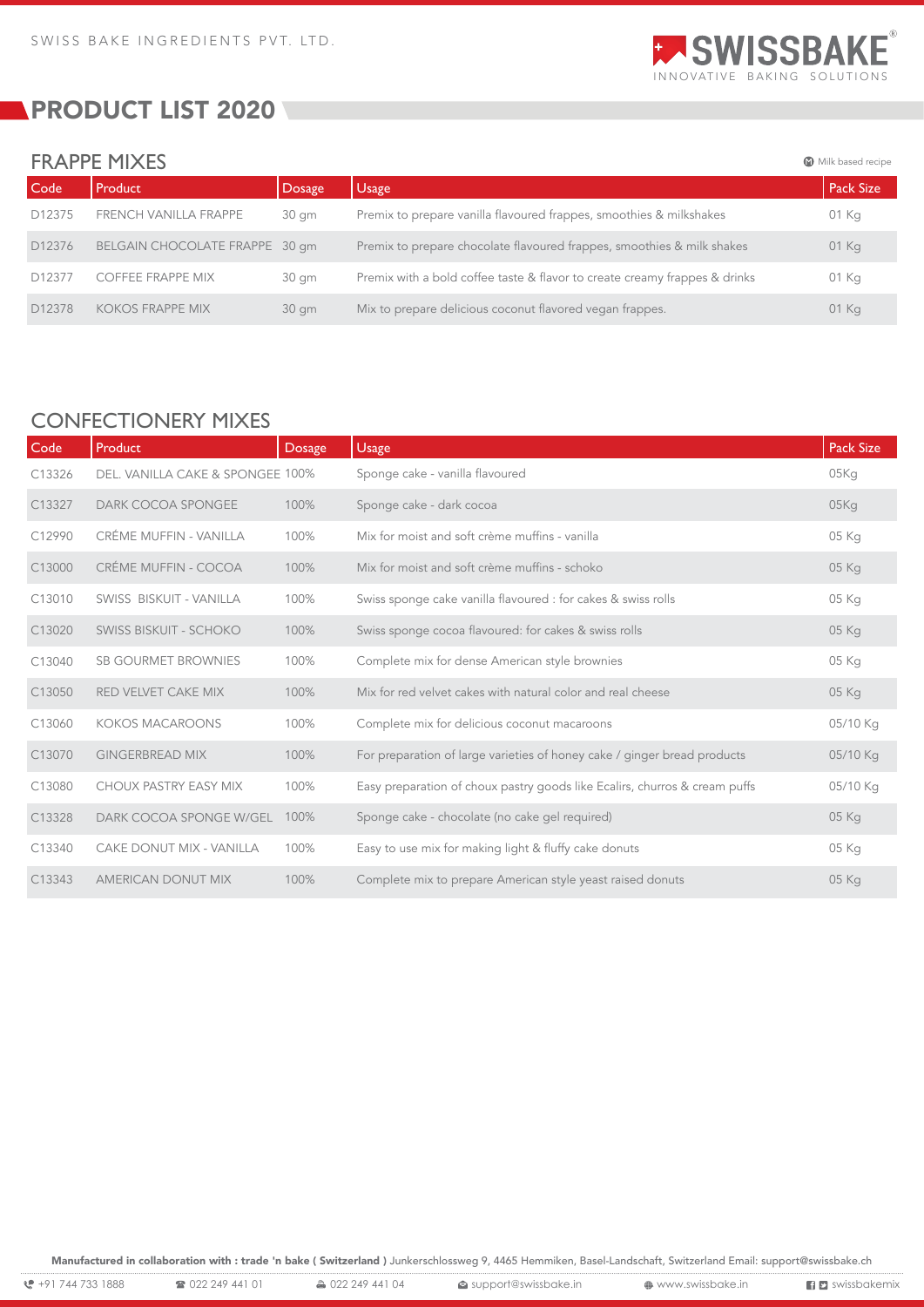SWISS BAKE INGREDIENTS PVT. LTD.

SWISSBAKE® INNOVATIVE BAKING SOLUTIONS

# PRODUCT LIST 2020

## FRAPPE MIXES

Ⓜ Milk based recipe

| Code | Product | Dosage | Usage | Pack Size |
|---|---|---|---|---|
| D12375 | FRENCH VANILLA FRAPPE | 30 gm | Premix to prepare vanilla flavoured frappes, smoothies & milkshakes | 01 Kg |
| D12376 | BELGAIN CHOCOLATE FRAPPE | 30 gm | Premix to prepare chocolate flavoured frappes, smoothies & milk shakes | 01 Kg |
| D12377 | COFFEE FRAPPE MIX | 30 gm | Premix with a bold coffee taste & flavor to create creamy frappes & drinks | 01 Kg |
| D12378 | KOKOS FRAPPE MIX | 30 gm | Mix to prepare delicious coconut flavored vegan frappes. | 01 Kg |

## CONFECTIONERY MIXES

| Code | Product | Dosage | Usage | Pack Size |
|---|---|---|---|---|
| C13326 | DEL. VANILLA CAKE & SPONGEE | 100% | Sponge cake - vanilla flavoured | 05Kg |
| C13327 | DARK COCOA SPONGEE | 100% | Sponge cake - dark cocoa | 05Kg |
| C12990 | CRÉME MUFFIN - VANILLA | 100% | Mix for moist and soft crème muffins - vanilla | 05 Kg |
| C13000 | CRÉME MUFFIN - COCOA | 100% | Mix for moist and soft crème muffins - schoko | 05 Kg |
| C13010 | SWISS BISKUIT - VANILLA | 100% | Swiss sponge cake vanilla flavoured : for cakes & swiss rolls | 05 Kg |
| C13020 | SWISS BISKUIT - SCHOKO | 100% | Swiss sponge cocoa flavoured: for cakes & swiss rolls | 05 Kg |
| C13040 | SB GOURMET BROWNIES | 100% | Complete mix for dense American style brownies | 05 Kg |
| C13050 | RED VELVET CAKE MIX | 100% | Mix for red velvet cakes with natural color and real cheese | 05 Kg |
| C13060 | KOKOS MACAROONS | 100% | Complete mix for delicious coconut macaroons | 05/10 Kg |
| C13070 | GINGERBREAD MIX | 100% | For preparation of large varieties of honey cake / ginger bread products | 05/10 Kg |
| C13080 | CHOUX PASTRY EASY MIX | 100% | Easy preparation of choux pastry goods like Ecalirs, churros & cream puffs | 05/10 Kg |
| C13328 | DARK COCOA SPONGE W/GEL | 100% | Sponge cake - chocolate (no cake gel required) | 05 Kg |
| C13340 | CAKE DONUT MIX - VANILLA | 100% | Easy to use mix for making light & fluffy cake donuts | 05 Kg |
| C13343 | AMERICAN DONUT MIX | 100% | Complete mix to prepare American style yeast raised donuts | 05 Kg |

**Manufactured in collaboration with : trade 'n bake ( Switzerland )** Junkerschlossweg 9, 4465 Hemmiken, Basel-Landschaft, Switzerland Email: support@swissbake.ch

+91 744 733 1888 | 022 249 441 01 | 022 249 441 04 | support@swissbake.in | www.swissbake.in | swissbakemix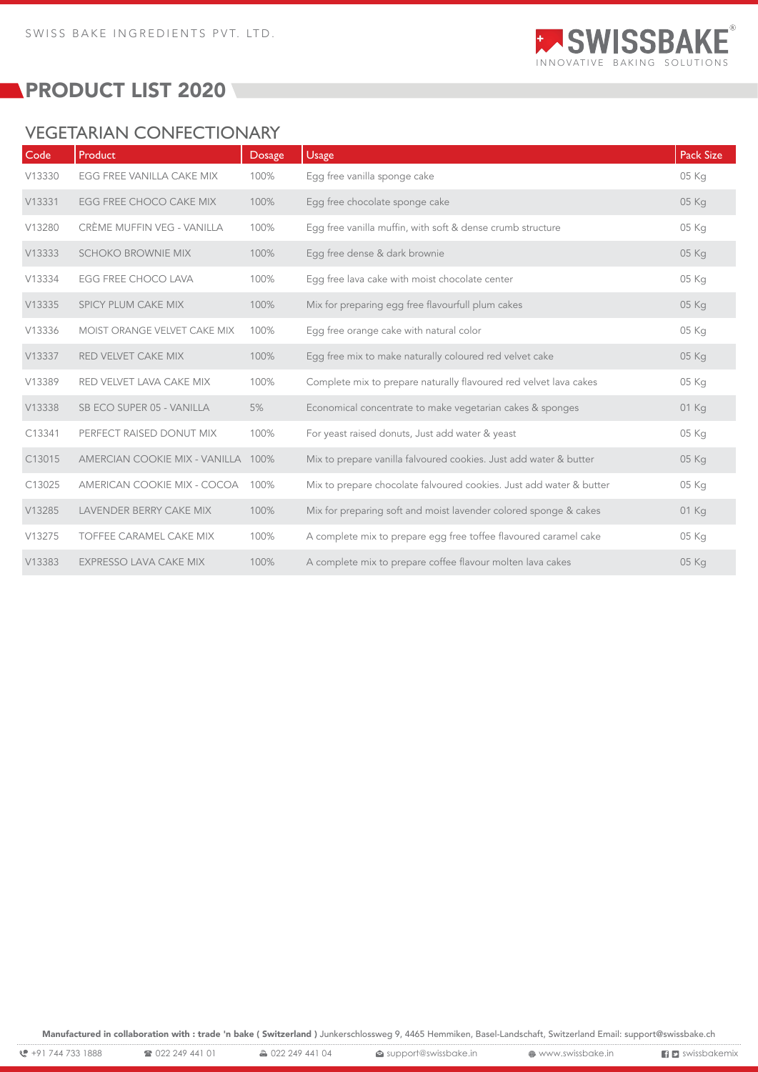SWISS BAKE INGREDIENTS PVT. LTD.

# PRODUCT LIST 2020

## VEGETARIAN CONFECTIONARY

| Code | Product | Dosage | Usage | Pack Size |
|---|---|---|---|---|
| V13330 | EGG FREE VANILLA CAKE MIX | 100% | Egg free vanilla sponge cake | 05 Kg |
| V13331 | EGG FREE CHOCO CAKE MIX | 100% | Egg free chocolate sponge cake | 05 Kg |
| V13280 | CRÈME MUFFIN VEG - VANILLA | 100% | Egg free vanilla muffin, with soft & dense crumb structure | 05 Kg |
| V13333 | SCHOKO BROWNIE MIX | 100% | Egg free dense & dark brownie | 05 Kg |
| V13334 | EGG FREE CHOCO LAVA | 100% | Egg free lava cake with moist chocolate center | 05 Kg |
| V13335 | SPICY PLUM CAKE MIX | 100% | Mix for preparing egg free flavourfull plum cakes | 05 Kg |
| V13336 | MOIST ORANGE VELVET CAKE MIX | 100% | Egg free orange cake with natural color | 05 Kg |
| V13337 | RED VELVET CAKE MIX | 100% | Egg free mix to make naturally coloured red velvet cake | 05 Kg |
| V13389 | RED VELVET LAVA CAKE MIX | 100% | Complete mix to prepare naturally flavoured red velvet lava cakes | 05 Kg |
| V13338 | SB ECO SUPER 05 - VANILLA | 5% | Economical concentrate to make vegetarian cakes & sponges | 01 Kg |
| C13341 | PERFECT RAISED DONUT MIX | 100% | For yeast raised donuts, Just add water & yeast | 05 Kg |
| C13015 | AMERCIAN COOKIE MIX - VANILLA | 100% | Mix to prepare vanilla falvoured cookies. Just add water & butter | 05 Kg |
| C13025 | AMERICAN COOKIE MIX - COCOA | 100% | Mix to prepare chocolate falvoured cookies. Just add water & butter | 05 Kg |
| V13285 | LAVENDER BERRY CAKE MIX | 100% | Mix for preparing soft and moist lavender colored sponge & cakes | 01 Kg |
| V13275 | TOFFEE CARAMEL CAKE MIX | 100% | A complete mix to prepare egg free toffee flavoured caramel cake | 05 Kg |
| V13383 | EXPRESSO LAVA CAKE MIX | 100% | A complete mix to prepare coffee flavour molten lava cakes | 05 Kg |

**Manufactured in collaboration with : trade 'n bake ( Switzerland )** Junkerschlossweg 9, 4465 Hemmiken, Basel-Landschaft, Switzerland Email: support@swissbake.ch

+91 744 733 1888 | 022 249 441 01 | 022 249 441 04 | support@swissbake.in | www.swissbake.in | swissbakemix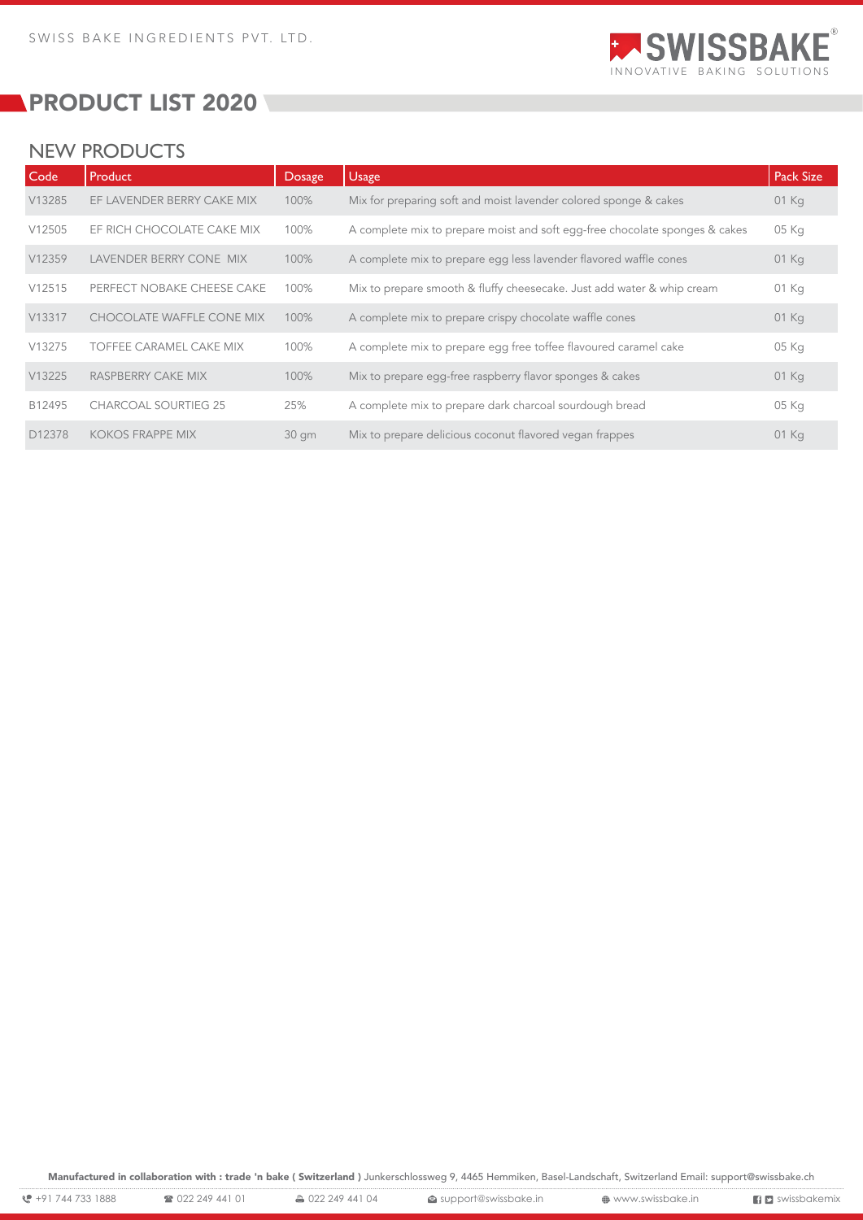# PRODUCT LIST 2020

## NEW PRODUCTS

| Code | Product | Dosage | Usage | Pack Size |
|---|---|---|---|---|
| V13285 | EF LAVENDER BERRY CAKE MIX | 100% | Mix for preparing soft and moist lavender colored sponge & cakes | 01 Kg |
| V12505 | EF RICH CHOCOLATE CAKE MIX | 100% | A complete mix to prepare moist and soft egg-free chocolate sponges & cakes | 05 Kg |
| V12359 | LAVENDER BERRY CONE MIX | 100% | A complete mix to prepare egg less lavender flavored waffle cones | 01 Kg |
| V12515 | PERFECT NOBAKE CHEESE CAKE | 100% | Mix to prepare smooth & fluffy cheesecake. Just add water & whip cream | 01 Kg |
| V13317 | CHOCOLATE WAFFLE CONE MIX | 100% | A complete mix to prepare crispy chocolate waffle cones | 01 Kg |
| V13275 | TOFFEE CARAMEL CAKE MIX | 100% | A complete mix to prepare egg free toffee flavoured caramel cake | 05 Kg |
| V13225 | RASPBERRY CAKE MIX | 100% | Mix to prepare egg-free raspberry flavor sponges & cakes | 01 Kg |
| B12495 | CHARCOAL SOURTIEG 25 | 25% | A complete mix to prepare dark charcoal sourdough bread | 05 Kg |
| D12378 | KOKOS FRAPPE MIX | 30 gm | Mix to prepare delicious coconut flavored vegan frappes | 01 Kg |